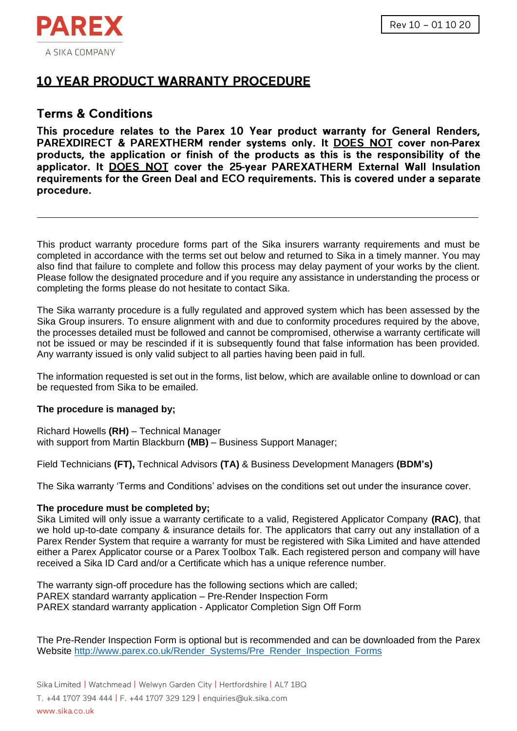PAREX

A SIKA COMPANY

Rev 10 – 01 10 20

# 10 YEAR PRODUCT WARRANTY PROCEDURE

## Terms & Conditions

**This procedure relates to the Parex 10 Year product warranty for General Renders, PAREXDIRECT & PAREXTHERM render systems only. It <u>DOES NOT</u> cover non-Parex products, the application or finish of the products as this is the responsibility of the applicator. It <u>DOES NOT</u> cover the 25-year PAREXATHERM External Wall Insulation requirements for the Green Deal and ECO requirements. This is covered under a separate procedure.**

---

This product warranty procedure forms part of the Sika insurers warranty requirements and must be completed in accordance with the terms set out below and returned to Sika in a timely manner. You may also find that failure to complete and follow this process may delay payment of your works by the client. Please follow the designated procedure and if you require any assistance in understanding the process or completing the forms please do not hesitate to contact Sika.

The Sika warranty procedure is a fully regulated and approved system which has been assessed by the Sika Group insurers. To ensure alignment with and due to conformity procedures required by the above, the processes detailed must be followed and cannot be compromised, otherwise a warranty certificate will not be issued or may be rescinded if it is subsequently found that false information has been provided. Any warranty issued is only valid subject to all parties having been paid in full.

The information requested is set out in the forms, list below, which are available online to download or can be requested from Sika to be emailed.

**The procedure is managed by;**

Richard Howells **(RH)** – Technical Manager
with support from Martin Blackburn **(MB)** – Business Support Manager;

Field Technicians **(FT),** Technical Advisors **(TA)** & Business Development Managers **(BDM's)**

The Sika warranty 'Terms and Conditions' advises on the conditions set out under the insurance cover.

**The procedure must be completed by;**
Sika Limited will only issue a warranty certificate to a valid, Registered Applicator Company **(RAC)**, that we hold up-to-date company & insurance details for. The applicators that carry out any installation of a Parex Render System that require a warranty for must be registered with Sika Limited and have attended either a Parex Applicator course or a Parex Toolbox Talk. Each registered person and company will have received a Sika ID Card and/or a Certificate which has a unique reference number.

The warranty sign-off procedure has the following sections which are called;
PAREX standard warranty application – Pre-Render Inspection Form
PAREX standard warranty application - Applicator Completion Sign Off Form

The Pre-Render Inspection Form is optional but is recommended and can be downloaded from the Parex Website http://www.parex.co.uk/Render_Systems/Pre_Render_Inspection_Forms

Sika Limited | Watchmead | Welwyn Garden City | Hertfordshire | AL7 1BQ
T. +44 1707 394 444 | F. +44 1707 329 129 | enquiries@uk.sika.com
www.sika.co.uk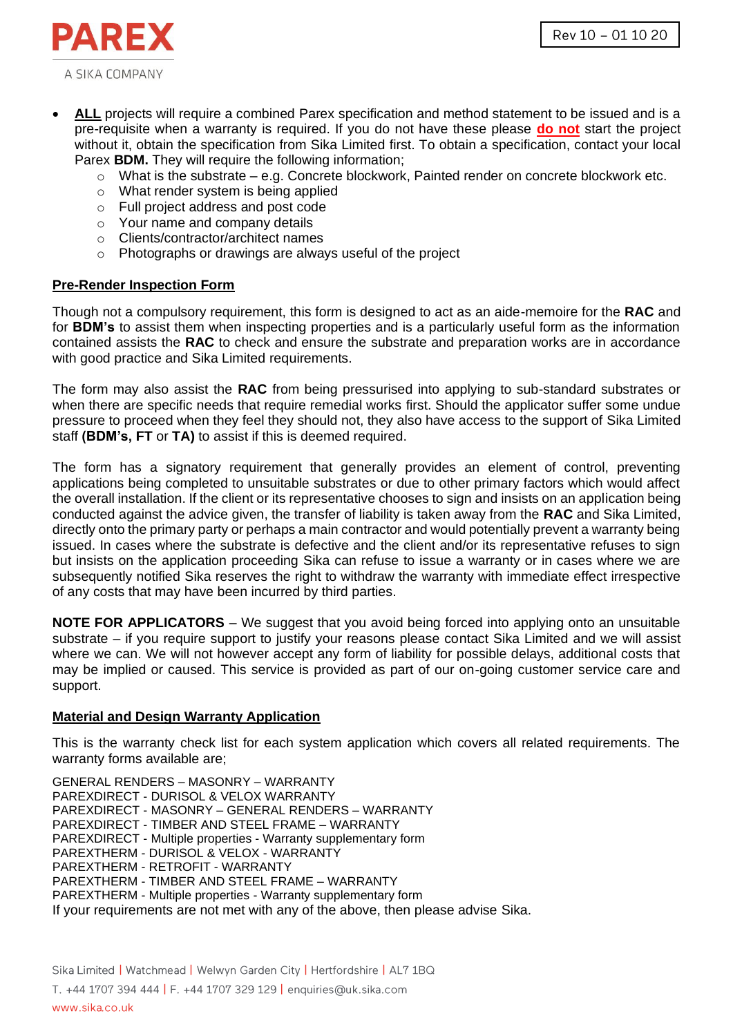- **ALL** projects will require a combined Parex specification and method statement to be issued and is a pre-requisite when a warranty is required. If you do not have these please **do not** start the project without it, obtain the specification from Sika Limited first. To obtain a specification, contact your local Parex **BDM.** They will require the following information;
    - What is the substrate – e.g. Concrete blockwork, Painted render on concrete blockwork etc.
    - What render system is being applied
    - Full project address and post code
    - Your name and company details
    - Clients/contractor/architect names
    - Photographs or drawings are always useful of the project

## Pre-Render Inspection Form

Though not a compulsory requirement, this form is designed to act as an aide-memoire for the **RAC** and for **BDM's** to assist them when inspecting properties and is a particularly useful form as the information contained assists the **RAC** to check and ensure the substrate and preparation works are in accordance with good practice and Sika Limited requirements.

The form may also assist the **RAC** from being pressurised into applying to sub-standard substrates or when there are specific needs that require remedial works first. Should the applicator suffer some undue pressure to proceed when they feel they should not, they also have access to the support of Sika Limited staff **(BDM's, FT** or **TA)** to assist if this is deemed required.

The form has a signatory requirement that generally provides an element of control, preventing applications being completed to unsuitable substrates or due to other primary factors which would affect the overall installation. If the client or its representative chooses to sign and insists on an application being conducted against the advice given, the transfer of liability is taken away from the **RAC** and Sika Limited, directly onto the primary party or perhaps a main contractor and would potentially prevent a warranty being issued. In cases where the substrate is defective and the client and/or its representative refuses to sign but insists on the application proceeding Sika can refuse to issue a warranty or in cases where we are subsequently notified Sika reserves the right to withdraw the warranty with immediate effect irrespective of any costs that may have been incurred by third parties.

**NOTE FOR APPLICATORS** – We suggest that you avoid being forced into applying onto an unsuitable substrate – if you require support to justify your reasons please contact Sika Limited and we will assist where we can. We will not however accept any form of liability for possible delays, additional costs that may be implied or caused. This service is provided as part of our on-going customer service care and support.

## Material and Design Warranty Application

This is the warranty check list for each system application which covers all related requirements. The warranty forms available are;

GENERAL RENDERS – MASONRY – WARRANTY
PAREXDIRECT - DURISOL & VELOX WARRANTY
PAREXDIRECT - MASONRY – GENERAL RENDERS – WARRANTY
PAREXDIRECT - TIMBER AND STEEL FRAME – WARRANTY
PAREXDIRECT - Multiple properties - Warranty supplementary form
PAREXTHERM - DURISOL & VELOX - WARRANTY
PAREXTHERM - RETROFIT - WARRANTY
PAREXTHERM - TIMBER AND STEEL FRAME – WARRANTY
PAREXTHERM - Multiple properties - Warranty supplementary form
If your requirements are not met with any of the above, then please advise Sika.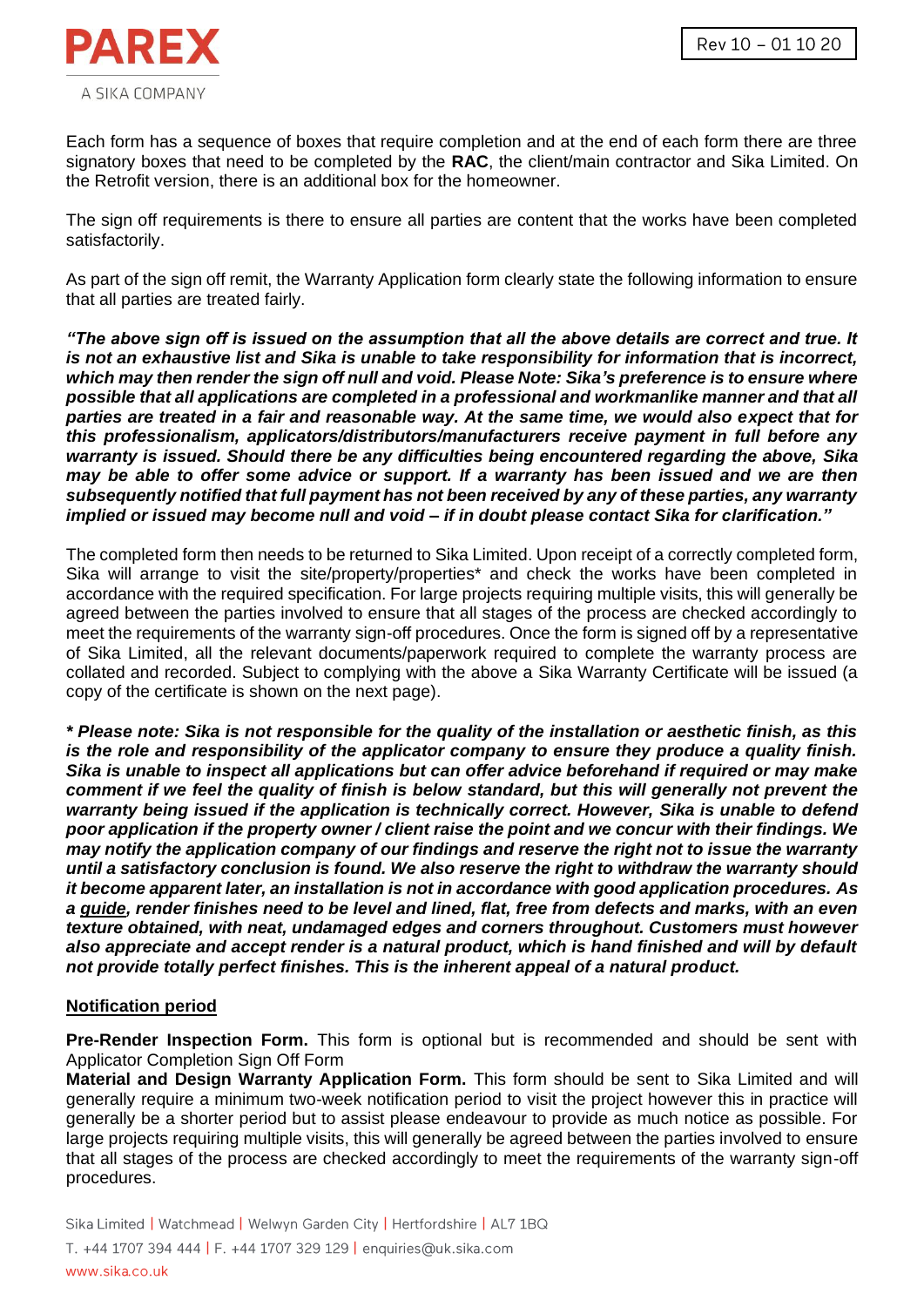Each form has a sequence of boxes that require completion and at the end of each form there are three signatory boxes that need to be completed by the **RAC**, the client/main contractor and Sika Limited. On the Retrofit version, there is an additional box for the homeowner.

The sign off requirements is there to ensure all parties are content that the works have been completed satisfactorily.

As part of the sign off remit, the Warranty Application form clearly state the following information to ensure that all parties are treated fairly.

***"The above sign off is issued on the assumption that all the above details are correct and true. It is not an exhaustive list and Sika is unable to take responsibility for information that is incorrect, which may then render the sign off null and void. Please Note: Sika's preference is to ensure where possible that all applications are completed in a professional and workmanlike manner and that all parties are treated in a fair and reasonable way. At the same time, we would also expect that for this professionalism, applicators/distributors/manufacturers receive payment in full before any warranty is issued. Should there be any difficulties being encountered regarding the above, Sika may be able to offer some advice or support. If a warranty has been issued and we are then subsequently notified that full payment has not been received by any of these parties, any warranty implied or issued may become null and void – if in doubt please contact Sika for clarification."***

The completed form then needs to be returned to Sika Limited. Upon receipt of a correctly completed form, Sika will arrange to visit the site/property/properties* and check the works have been completed in accordance with the required specification. For large projects requiring multiple visits, this will generally be agreed between the parties involved to ensure that all stages of the process are checked accordingly to meet the requirements of the warranty sign-off procedures. Once the form is signed off by a representative of Sika Limited, all the relevant documents/paperwork required to complete the warranty process are collated and recorded. Subject to complying with the above a Sika Warranty Certificate will be issued (a copy of the certificate is shown on the next page).

***\* Please note: Sika is not responsible for the quality of the installation or aesthetic finish, as this is the role and responsibility of the applicator company to ensure they produce a quality finish. Sika is unable to inspect all applications but can offer advice beforehand if required or may make comment if we feel the quality of finish is below standard, but this will generally not prevent the warranty being issued if the application is technically correct. However, Sika is unable to defend poor application if the property owner / client raise the point and we concur with their findings. We may notify the application company of our findings and reserve the right not to issue the warranty until a satisfactory conclusion is found. We also reserve the right to withdraw the warranty should it become apparent later, an installation is not in accordance with good application procedures. As a guide, render finishes need to be level and lined, flat, free from defects and marks, with an even texture obtained, with neat, undamaged edges and corners throughout. Customers must however also appreciate and accept render is a natural product, which is hand finished and will by default not provide totally perfect finishes. This is the inherent appeal of a natural product.***

## Notification period

**Pre-Render Inspection Form.** This form is optional but is recommended and should be sent with Applicator Completion Sign Off Form

**Material and Design Warranty Application Form.** This form should be sent to Sika Limited and will generally require a minimum two-week notification period to visit the project however this in practice will generally be a shorter period but to assist please endeavour to provide as much notice as possible. For large projects requiring multiple visits, this will generally be agreed between the parties involved to ensure that all stages of the process are checked accordingly to meet the requirements of the warranty sign-off procedures.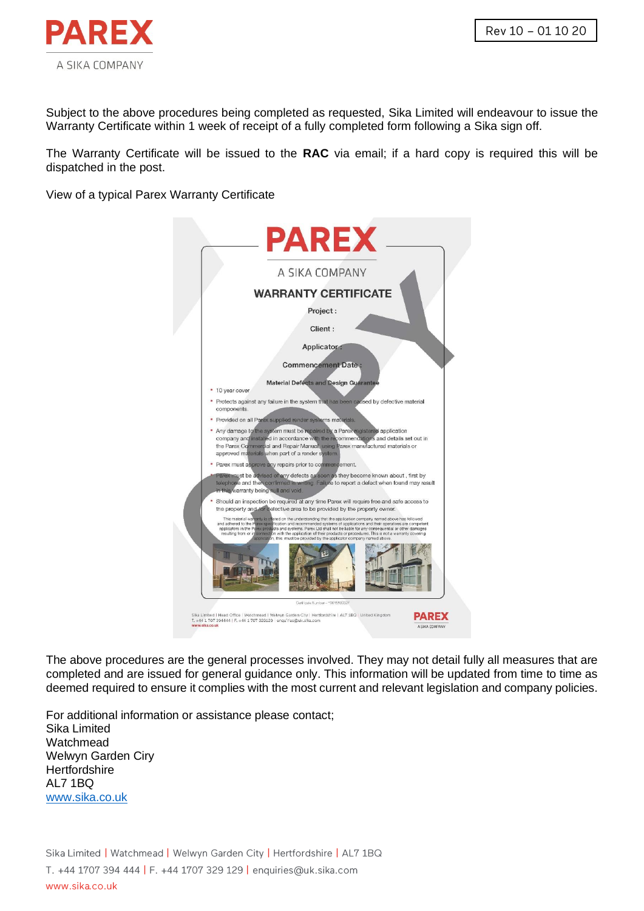Subject to the above procedures being completed as requested, Sika Limited will endeavour to issue the Warranty Certificate within 1 week of receipt of a fully completed form following a Sika sign off.

The Warranty Certificate will be issued to the **RAC** via email; if a hard copy is required this will be dispatched in the post.

View of a typical Parex Warranty Certificate

PAREX

A SIKA COMPANY

WARRANTY CERTIFICATE

Project :

Client :

Applicator :

Commencement Date :

Material Defects and Design Guarantee

- 10 year cover
- Protects against any failure in the system that has been caused by defective material components.
- Provided on all Parex supplied render systems materials.
- Any damage to the system must be repaired by a Parex registered application company and installed in accordance with the recommendations and details set out in the Parex Commercial and Repair Manual, using Parex manufactured materials or approved materials when part of a render system.
- Parex must approve any repairs prior to commencement.
- Parex must be advised of any defects as soon as they become known about, first by telephone and then confirmed in writing. Failure to report a defect when found may result in this warranty being null and void.
- Should an inspection be required at any time Parex will require free and safe access to the property and /or defective area to be provided by the property owner.

COPY

The above procedures are the general processes involved. They may not detail fully all measures that are completed and are issued for general guidance only. This information will be updated from time to time as deemed required to ensure it complies with the most current and relevant legislation and company policies.

For additional information or assistance please contact;
Sika Limited
Watchmead
Welwyn Garden Ciry
Hertfordshire
AL7 1BQ
www.sika.co.uk